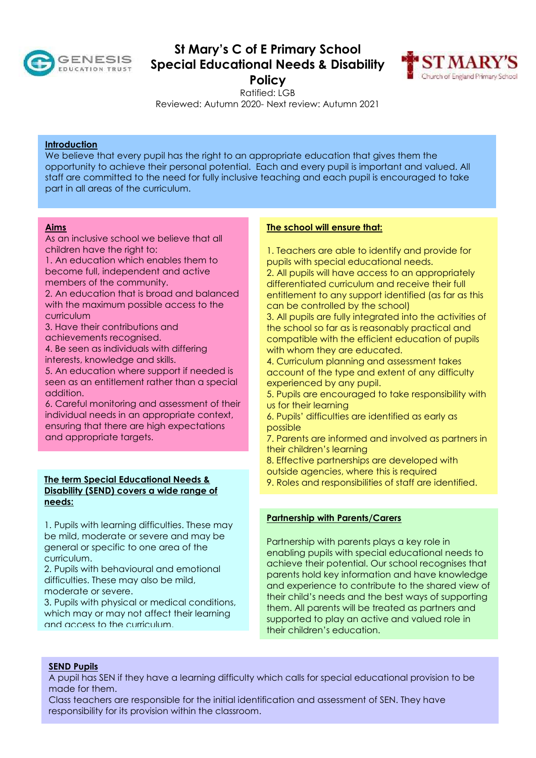# St Mary's C of E Primary School Special Educational Needs & Disability Policy

Ratified: LGB

Reviewed: Autumn 2020- Next review: Autumn 2021

## Introduction

We believe that every pupil has the right to an appropriate education that gives them the opportunity to achieve their personal potential. Each and every pupil is important and valued. All staff are committed to the need for fully inclusive teaching and each pupil is encouraged to take part in all areas of the curriculum.

## Aims

As an inclusive school we believe that all children have the right to:

1. An education which enables them to become full, independent and active members of the community.
2. An education that is broad and balanced with the maximum possible access to the curriculum
3. Have their contributions and achievements recognised.
4. Be seen as individuals with differing interests, knowledge and skills.
5. An education where support if needed is seen as an entitlement rather than a special addition.
6. Careful monitoring and assessment of their individual needs in an appropriate context, ensuring that there are high expectations and appropriate targets.

## The term Special Educational Needs & Disability (SEND) covers a wide range of needs:

1. Pupils with learning difficulties. These may be mild, moderate or severe and may be general or specific to one area of the curriculum.
2. Pupils with behavioural and emotional difficulties. These may also be mild, moderate or severe.
3. Pupils with physical or medical conditions, which may or may not affect their learning and access to the curriculum.

## The school will ensure that:

1. Teachers are able to identify and provide for pupils with special educational needs.
2. All pupils will have access to an appropriately differentiated curriculum and receive their full entitlement to any support identified (as far as this can be controlled by the school)
3. All pupils are fully integrated into the activities of the school so far as is reasonably practical and compatible with the efficient education of pupils with whom they are educated.
4. Curriculum planning and assessment takes account of the type and extent of any difficulty experienced by any pupil.
5. Pupils are encouraged to take responsibility with us for their learning
6. Pupils' difficulties are identified as early as possible
7. Parents are informed and involved as partners in their children's learning
8. Effective partnerships are developed with outside agencies, where this is required
9. Roles and responsibilities of staff are identified.

## Partnership with Parents/Carers

Partnership with parents plays a key role in enabling pupils with special educational needs to achieve their potential. Our school recognises that parents hold key information and have knowledge and experience to contribute to the shared view of their child's needs and the best ways of supporting them. All parents will be treated as partners and supported to play an active and valued role in their children's education.

## SEND Pupils

A pupil has SEN if they have a learning difficulty which calls for special educational provision to be made for them.

Class teachers are responsible for the initial identification and assessment of SEN. They have responsibility for its provision within the classroom.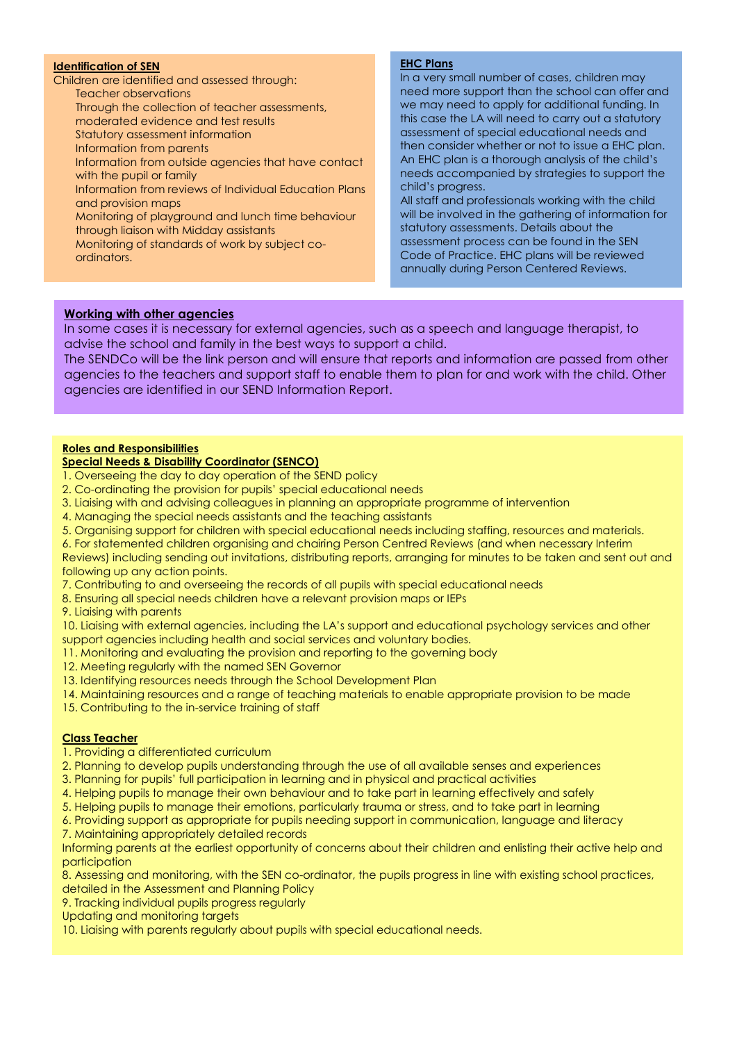## Identification of SEN

Children are identified and assessed through:

- Teacher observations
- Through the collection of teacher assessments, moderated evidence and test results
- Statutory assessment information
- Information from parents
- Information from outside agencies that have contact with the pupil or family
- Information from reviews of Individual Education Plans and provision maps
- Monitoring of playground and lunch time behaviour through liaison with Midday assistants
- Monitoring of standards of work by subject co-ordinators.

## EHC Plans

In a very small number of cases, children may need more support than the school can offer and we may need to apply for additional funding. In this case the LA will need to carry out a statutory assessment of special educational needs and then consider whether or not to issue a EHC plan. An EHC plan is a thorough analysis of the child's needs accompanied by strategies to support the child's progress.

All staff and professionals working with the child will be involved in the gathering of information for statutory assessments. Details about the assessment process can be found in the SEN Code of Practice. EHC plans will be reviewed annually during Person Centered Reviews.

## Working with other agencies

In some cases it is necessary for external agencies, such as a speech and language therapist, to advise the school and family in the best ways to support a child.

The SENDCo will be the link person and will ensure that reports and information are passed from other agencies to the teachers and support staff to enable them to plan for and work with the child. Other agencies are identified in our SEND Information Report.

## Roles and Responsibilities

### Special Needs & Disability Coordinator (SENCO)

1. Overseeing the day to day operation of the SEND policy
2. Co-ordinating the provision for pupils' special educational needs
3. Liaising with and advising colleagues in planning an appropriate programme of intervention
4. Managing the special needs assistants and the teaching assistants
5. Organising support for children with special educational needs including staffing, resources and materials.
6. For statemented children organising and chairing Person Centred Reviews (and when necessary Interim Reviews) including sending out invitations, distributing reports, arranging for minutes to be taken and sent out and following up any action points.
7. Contributing to and overseeing the records of all pupils with special educational needs
8. Ensuring all special needs children have a relevant provision maps or IEPs
9. Liaising with parents
10. Liaising with external agencies, including the LA's support and educational psychology services and other support agencies including health and social services and voluntary bodies.
11. Monitoring and evaluating the provision and reporting to the governing body
12. Meeting regularly with the named SEN Governor
13. Identifying resources needs through the School Development Plan
14. Maintaining resources and a range of teaching materials to enable appropriate provision to be made
15. Contributing to the in-service training of staff

### Class Teacher

1. Providing a differentiated curriculum
2. Planning to develop pupils understanding through the use of all available senses and experiences
3. Planning for pupils' full participation in learning and in physical and practical activities
4. Helping pupils to manage their own behaviour and to take part in learning effectively and safely
5. Helping pupils to manage their emotions, particularly trauma or stress, and to take part in learning
6. Providing support as appropriate for pupils needing support in communication, language and literacy
7. Maintaining appropriately detailed records

Informing parents at the earliest opportunity of concerns about their children and enlisting their active help and participation

8. Assessing and monitoring, with the SEN co-ordinator, the pupils progress in line with existing school practices, detailed in the Assessment and Planning Policy
9. Tracking individual pupils progress regularly

Updating and monitoring targets

10. Liaising with parents regularly about pupils with special educational needs.